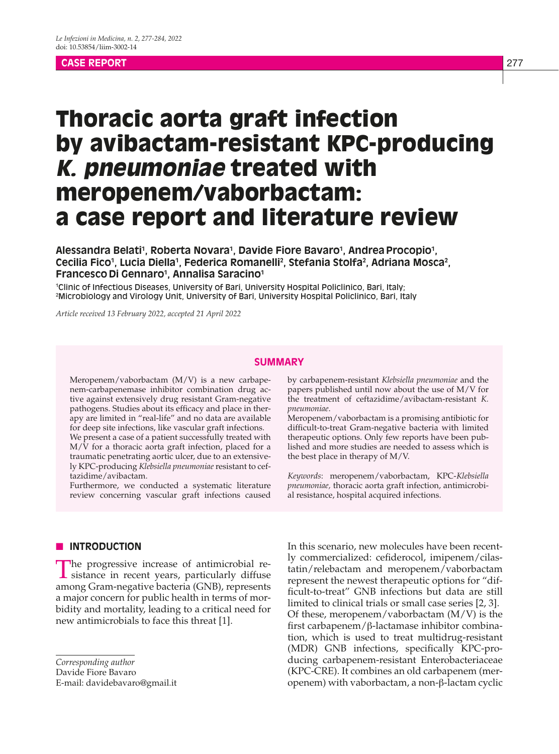**CASE REPORT**

# Thoracic aorta graft infection by avibactam-resistant KPC-producing *K. pneumoniae* treated with meropenem/vaborbactam: a case report and literature review

**Alessandra Belati[1], Roberta Novara[1], Davide Fiore Bavaro[1], Andrea Procopio[1], Cecilia Fico[1], Lucia Diella[1], Federica Romanelli[2], Stefania Stolfa[2], Adriana Mosca[2], Francesco Di Gennaro[1], Annalisa Saracino[1]**

[1]Clinic of Infectious Diseases, University of Bari, University Hospital Policlinico, Bari, Italy;
[2]Microbiology and Virology Unit, University of Bari, University Hospital Policlinico, Bari, Italy

*Article received 13 February 2022, accepted 21 April 2022*

## SUMMARY

Meropenem/vaborbactam (M/V) is a new carbapenem-carbapenemase inhibitor combination drug active against extensively drug resistant Gram-negative pathogens. Studies about its efficacy and place in therapy are limited in "real-life" and no data are available for deep site infections, like vascular graft infections.

We present a case of a patient successfully treated with M/V for a thoracic aorta graft infection, placed for a traumatic penetrating aortic ulcer, due to an extensively KPC-producing *Klebsiella pneumoniae* resistant to ceftazidime/avibactam.

Furthermore, we conducted a systematic literature review concerning vascular graft infections caused by carbapenem-resistant *Klebsiella pneumoniae* and the papers published until now about the use of M/V for the treatment of ceftazidime/avibactam-resistant *K. pneumoniae*.

Meropenem/vaborbactam is a promising antibiotic for difficult-to-treat Gram-negative bacteria with limited therapeutic options. Only few reports have been published and more studies are needed to assess which is the best place in therapy of M/V.

*Keywords*: meropenem/vaborbactam, KPC-*Klebsiella pneumoniae,* thoracic aorta graft infection, antimicrobial resistance, hospital acquired infections.

## INTRODUCTION

The progressive increase of antimicrobial resistance in recent years, particularly diffuse among Gram-negative bacteria (GNB), represents a major concern for public health in terms of morbidity and mortality, leading to a critical need for new antimicrobials to face this threat [1].

In this scenario, new molecules have been recently commercialized: cefiderocol, imipenem/cilastatin/relebactam and meropenem/vaborbactam represent the newest therapeutic options for "difficult-to-treat" GNB infections but data are still limited to clinical trials or small case series [2, 3].

Of these, meropenem/vaborbactam (M/V) is the first carbapenem/β-lactamase inhibitor combination, which is used to treat multidrug-resistant (MDR) GNB infections, specifically KPC-producing carbapenem-resistant Enterobacteriaceae (KPC-CRE). It combines an old carbapenem (meropenem) with vaborbactam, a non-β-lactam cyclic

*Corresponding author*
Davide Fiore Bavaro
E-mail: davidebavaro@gmail.it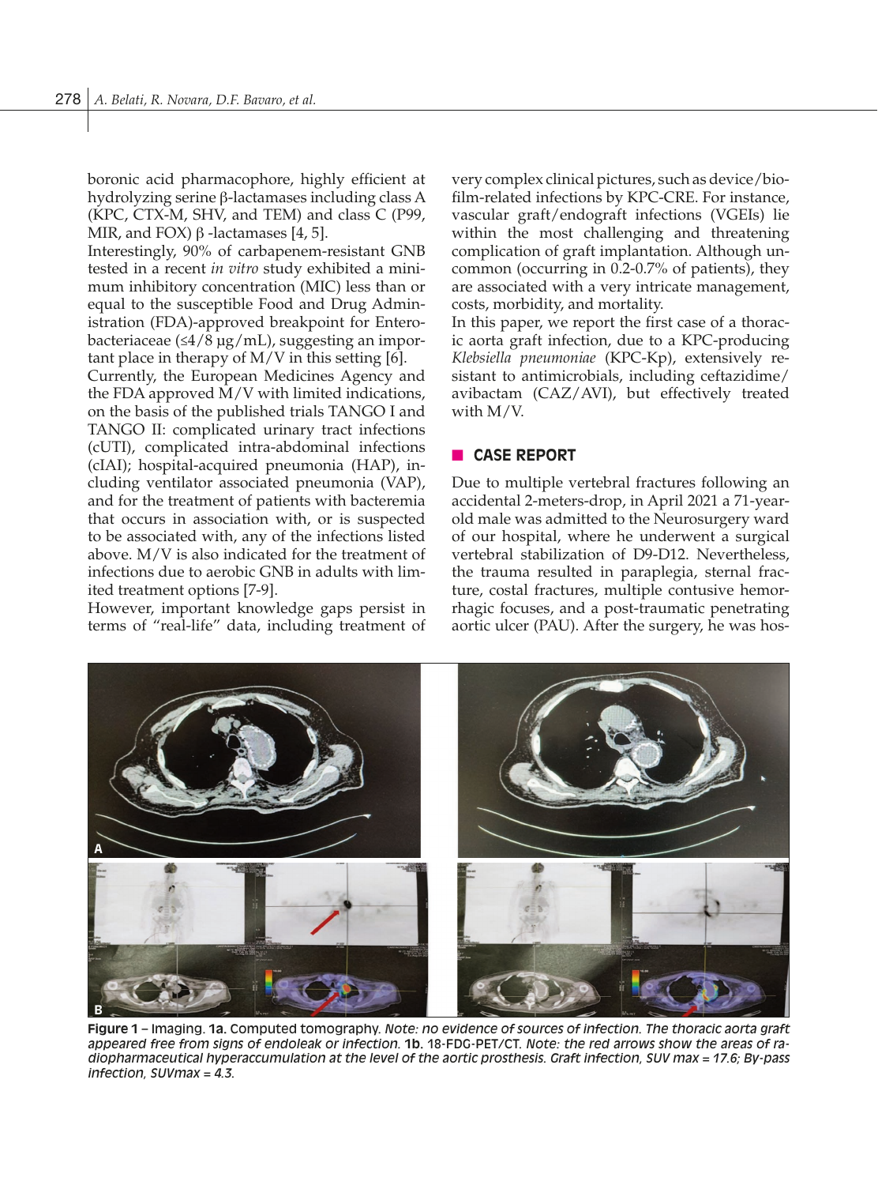boronic acid pharmacophore, highly efficient at hydrolyzing serine β-lactamases including class A (KPC, CTX-M, SHV, and TEM) and class C (P99, MIR, and FOX) β -lactamases [4, 5].

Interestingly, 90% of carbapenem-resistant GNB tested in a recent *in vitro* study exhibited a minimum inhibitory concentration (MIC) less than or equal to the susceptible Food and Drug Administration (FDA)-approved breakpoint for Enterobacteriaceae (≤4/8 μg/mL), suggesting an important place in therapy of M/V in this setting [6].

Currently, the European Medicines Agency and the FDA approved M/V with limited indications, on the basis of the published trials TANGO I and TANGO II: complicated urinary tract infections (cUTI), complicated intra-abdominal infections (cIAI); hospital-acquired pneumonia (HAP), including ventilator associated pneumonia (VAP), and for the treatment of patients with bacteremia that occurs in association with, or is suspected to be associated with, any of the infections listed above. M/V is also indicated for the treatment of infections due to aerobic GNB in adults with limited treatment options [7-9].

However, important knowledge gaps persist in terms of "real-life" data, including treatment of very complex clinical pictures, such as device/biofilm-related infections by KPC-CRE. For instance, vascular graft/endograft infections (VGEIs) lie within the most challenging and threatening complication of graft implantation. Although uncommon (occurring in 0.2-0.7% of patients), they are associated with a very intricate management, costs, morbidity, and mortality.

In this paper, we report the first case of a thoracic aorta graft infection, due to a KPC-producing *Klebsiella pneumoniae* (KPC-Kp), extensively resistant to antimicrobials, including ceftazidime/avibactam (CAZ/AVI), but effectively treated with M/V.

## CASE REPORT

Due to multiple vertebral fractures following an accidental 2-meters-drop, in April 2021 a 71-year-old male was admitted to the Neurosurgery ward of our hospital, where he underwent a surgical vertebral stabilization of D9-D12. Nevertheless, the trauma resulted in paraplegia, sternal fracture, costal fractures, multiple contusive hemorrhagic focuses, and a post-traumatic penetrating aortic ulcer (PAU). After the surgery, he was hos-

**Figure 1** – Imaging. **1a.** Computed tomography. *Note: no evidence of sources of infection. The thoracic aorta graft appeared free from signs of endoleak or infection.* **1b.** 18-FDG-PET/CT. *Note: the red arrows show the areas of radiopharmaceutical hyperaccumulation at the level of the aortic prosthesis. Graft infection, SUV max = 17.6; By-pass infection, SUVmax = 4.3.*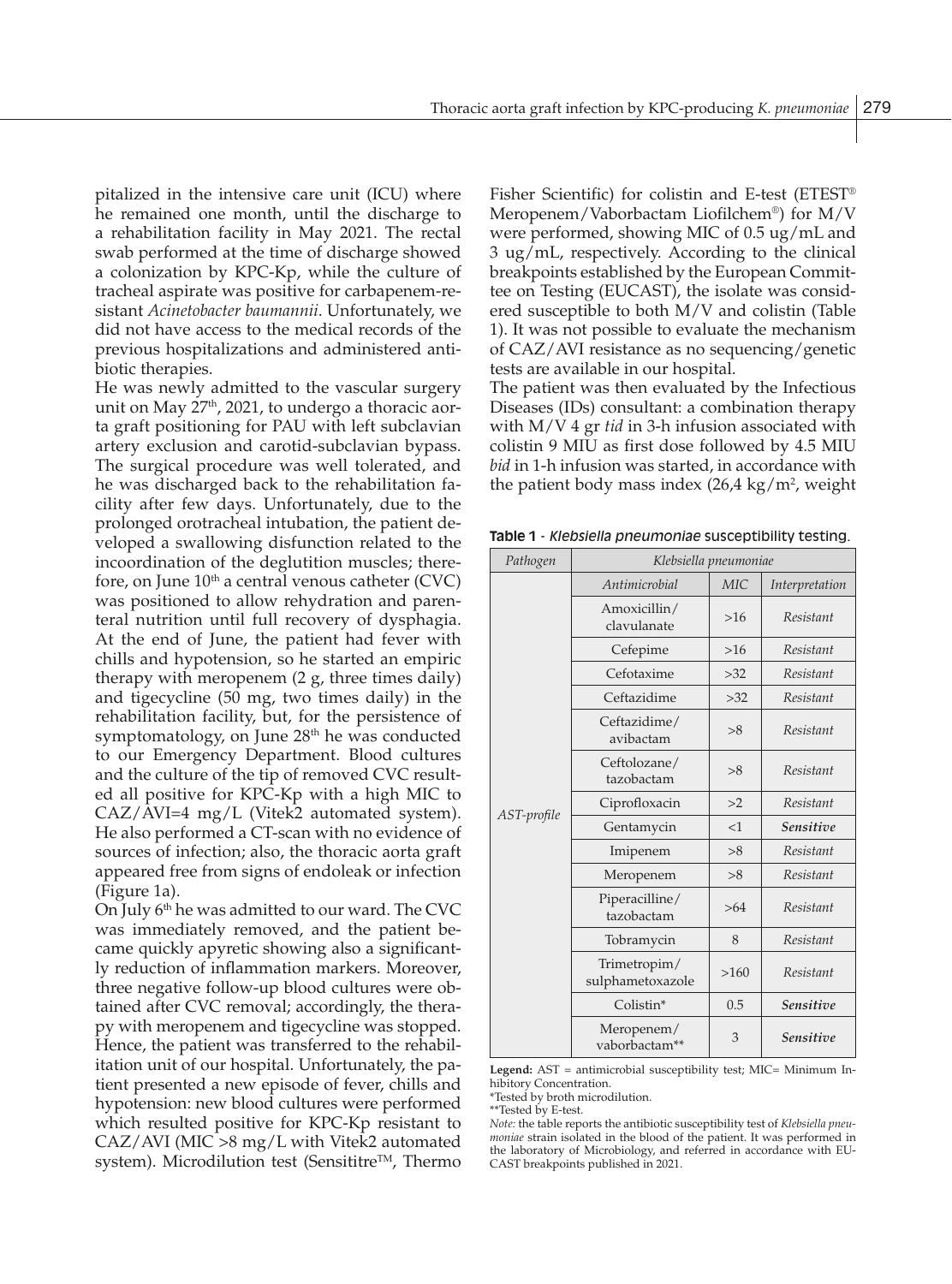pitalized in the intensive care unit (ICU) where he remained one month, until the discharge to a rehabilitation facility in May 2021. The rectal swab performed at the time of discharge showed a colonization by KPC-Kp, while the culture of tracheal aspirate was positive for carbapenem-resistant *Acinetobacter baumannii*. Unfortunately, we did not have access to the medical records of the previous hospitalizations and administered antibiotic therapies.

He was newly admitted to the vascular surgery unit on May 27th, 2021, to undergo a thoracic aorta graft positioning for PAU with left subclavian artery exclusion and carotid-subclavian bypass. The surgical procedure was well tolerated, and he was discharged back to the rehabilitation facility after few days. Unfortunately, due to the prolonged orotracheal intubation, the patient developed a swallowing disfunction related to the incoordination of the deglutition muscles; therefore, on June 10th a central venous catheter (CVC) was positioned to allow rehydration and parenteral nutrition until full recovery of dysphagia. At the end of June, the patient had fever with chills and hypotension, so he started an empiric therapy with meropenem (2 g, three times daily) and tigecycline (50 mg, two times daily) in the rehabilitation facility, but, for the persistence of symptomatology, on June 28th he was conducted to our Emergency Department. Blood cultures and the culture of the tip of removed CVC resulted all positive for KPC-Kp with a high MIC to CAZ/AVI=4 mg/L (Vitek2 automated system). He also performed a CT-scan with no evidence of sources of infection; also, the thoracic aorta graft appeared free from signs of endoleak or infection (Figure 1a).

On July 6th he was admitted to our ward. The CVC was immediately removed, and the patient became quickly apyretic showing also a significantly reduction of inflammation markers. Moreover, three negative follow-up blood cultures were obtained after CVC removal; accordingly, the therapy with meropenem and tigecycline was stopped. Hence, the patient was transferred to the rehabilitation unit of our hospital. Unfortunately, the patient presented a new episode of fever, chills and hypotension: new blood cultures were performed which resulted positive for KPC-Kp resistant to CAZ/AVI (MIC >8 mg/L with Vitek2 automated system). Microdilution test (Sensititre™, Thermo Fisher Scientific) for colistin and E-test (ETEST® Meropenem/Vaborbactam Liofilchem®) for M/V were performed, showing MIC of 0.5 ug/mL and 3 ug/mL, respectively. According to the clinical breakpoints established by the European Committee on Testing (EUCAST), the isolate was considered susceptible to both M/V and colistin (Table 1). It was not possible to evaluate the mechanism of CAZ/AVI resistance as no sequencing/genetic tests are available in our hospital.

The patient was then evaluated by the Infectious Diseases (IDs) consultant: a combination therapy with M/V 4 gr *tid* in 3-h infusion associated with colistin 9 MIU as first dose followed by 4.5 MIU *bid* in 1-h infusion was started, in accordance with the patient body mass index (26,4 kg/m², weight

**Table 1** - *Klebsiella pneumoniae* **susceptibility testing.**

| *Pathogen* | *Klebsiella pneumoniae* | | |
|---|---|---|---|
| | *Antimicrobial* | *MIC* | *Interpretation* |
| *AST-profile* | Amoxicillin/clavulanate | >16 | *Resistant* |
| | Cefepime | >16 | *Resistant* |
| | Cefotaxime | >32 | *Resistant* |
| | Ceftazidime | >32 | *Resistant* |
| | Ceftazidime/avibactam | >8 | *Resistant* |
| | Ceftolozane/tazobactam | >8 | *Resistant* |
| | Ciprofloxacin | >2 | *Resistant* |
| | Gentamycin | <1 | ***Sensitive*** |
| | Imipenem | >8 | *Resistant* |
| | Meropenem | >8 | *Resistant* |
| | Piperacilline/tazobactam | >64 | *Resistant* |
| | Tobramycin | 8 | *Resistant* |
| | Trimetropim/sulphametoxazole | >160 | *Resistant* |
| | Colistin* | 0.5 | ***Sensitive*** |
| | Meropenem/vaborbactam** | 3 | ***Sensitive*** |

**Legend:** AST = antimicrobial susceptibility test; MIC= Minimum Inhibitory Concentration.
*Tested by broth microdilution.
**Tested by E-test.
*Note:* the table reports the antibiotic susceptibility test of *Klebsiella pneumoniae* strain isolated in the blood of the patient. It was performed in the laboratory of Microbiology, and referred in accordance with EUCAST breakpoints published in 2021.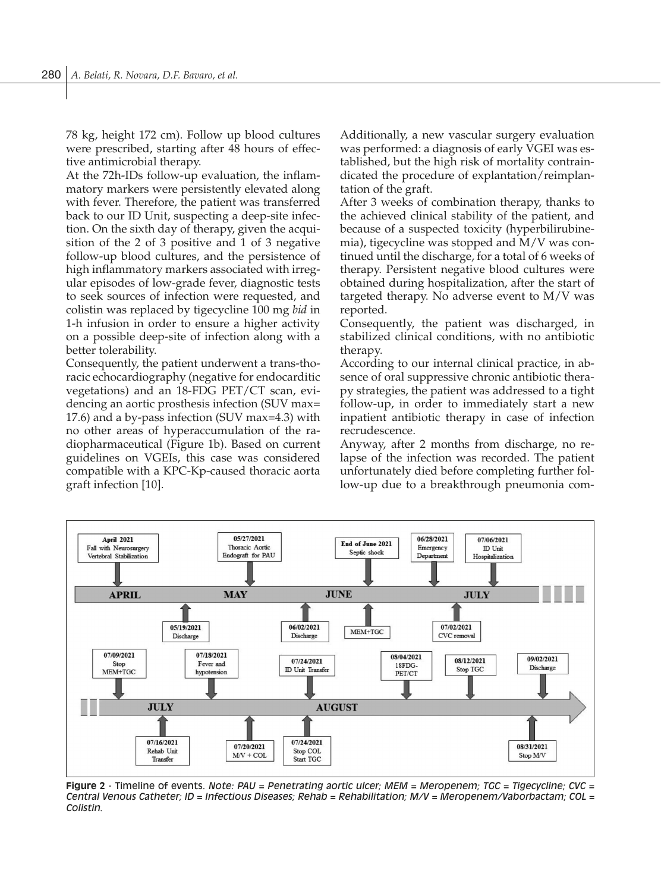78 kg, height 172 cm). Follow up blood cultures were prescribed, starting after 48 hours of effective antimicrobial therapy.

At the 72h-IDs follow-up evaluation, the inflammatory markers were persistently elevated along with fever. Therefore, the patient was transferred back to our ID Unit, suspecting a deep-site infection. On the sixth day of therapy, given the acquisition of the 2 of 3 positive and 1 of 3 negative follow-up blood cultures, and the persistence of high inflammatory markers associated with irregular episodes of low-grade fever, diagnostic tests to seek sources of infection were requested, and colistin was replaced by tigecycline 100 mg *bid* in 1-h infusion in order to ensure a higher activity on a possible deep-site of infection along with a better tolerability.

Consequently, the patient underwent a trans-thoracic echocardiography (negative for endocarditic vegetations) and an 18-FDG PET/CT scan, evidencing an aortic prosthesis infection (SUV max= 17.6) and a by-pass infection (SUV max=4.3) with no other areas of hyperaccumulation of the radiopharmaceutical (Figure 1b). Based on current guidelines on VGEIs, this case was considered compatible with a KPC-Kp-caused thoracic aorta graft infection [10].

Additionally, a new vascular surgery evaluation was performed: a diagnosis of early VGEI was established, but the high risk of mortality contraindicated the procedure of explantation/reimplantation of the graft.

After 3 weeks of combination therapy, thanks to the achieved clinical stability of the patient, and because of a suspected toxicity (hyperbilirubinemia), tigecycline was stopped and M/V was continued until the discharge, for a total of 6 weeks of therapy. Persistent negative blood cultures were obtained during hospitalization, after the start of targeted therapy. No adverse event to M/V was reported.

Consequently, the patient was discharged, in stabilized clinical conditions, with no antibiotic therapy.

According to our internal clinical practice, in absence of oral suppressive chronic antibiotic therapy strategies, the patient was addressed to a tight follow-up, in order to immediately start a new inpatient antibiotic therapy in case of infection recrudescence.

Anyway, after 2 months from discharge, no relapse of the infection was recorded. The patient unfortunately died before completing further follow-up due to a breakthrough pneumonia com-

April 2021 Fall with Neurosurgery Vertebral Stabilization; 05/19/2021 Discharge; 05/27/2021 Thoracic Aortic Endograft for PAU; 06/02/2021 Discharge; End of June 2021 Septic shock; MEM+TGC; 06/28/2021 Emergency Department; 07/02/2021 CVC removal; 07/06/2021 ID Unit Hospitalization; 07/09/2021 Stop MEM+TGC; 07/16/2021 Rehab Unit Transfer; 07/18/2021 Fever and hypotension; 07/20/2021 M/V + COL; 07/24/2021 ID Unit Transfer; 07/24/2021 Stop COL Start TGC; 08/04/2021 18FDG-PET/CT; 08/12/2021 Stop TGC; 08/31/2021 Stop M/V; 09/02/2021 Discharge

**Figure 2** - Timeline of events. *Note: PAU = Penetrating aortic ulcer; MEM = Meropenem; TGC = Tigecycline; CVC = Central Venous Catheter; ID = Infectious Diseases; Rehab = Rehabilitation; M/V = Meropenem/Vaborbactam; COL = Colistin.*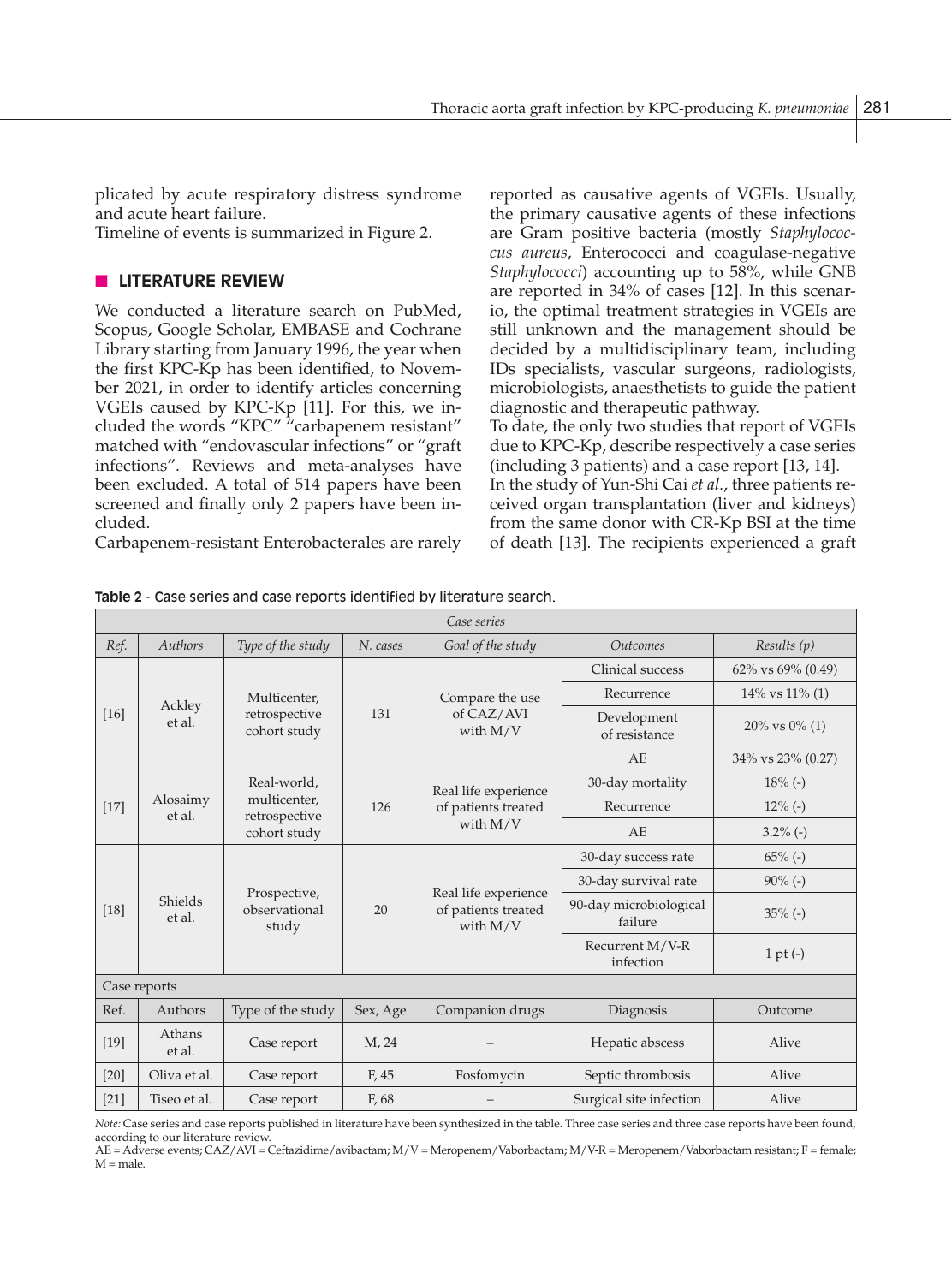plicated by acute respiratory distress syndrome and acute heart failure.

Timeline of events is summarized in Figure 2.

## LITERATURE REVIEW

We conducted a literature search on PubMed, Scopus, Google Scholar, EMBASE and Cochrane Library starting from January 1996, the year when the first KPC-Kp has been identified, to November 2021, in order to identify articles concerning VGEIs caused by KPC-Kp [11]. For this, we included the words "KPC" "carbapenem resistant" matched with "endovascular infections" or "graft infections". Reviews and meta-analyses have been excluded. A total of 514 papers have been screened and finally only 2 papers have been included.

Carbapenem-resistant Enterobacterales are rarely reported as causative agents of VGEIs. Usually, the primary causative agents of these infections are Gram positive bacteria (mostly *Staphylococcus aureus*, Enterococci and coagulase-negative *Staphylococci*) accounting up to 58%, while GNB are reported in 34% of cases [12]. In this scenario, the optimal treatment strategies in VGEIs are still unknown and the management should be decided by a multidisciplinary team, including IDs specialists, vascular surgeons, radiologists, microbiologists, anaesthetists to guide the patient diagnostic and therapeutic pathway.

To date, the only two studies that report of VGEIs due to KPC-Kp, describe respectively a case series (including 3 patients) and a case report [13, 14].

In the study of Yun-Shi Cai *et al.*, three patients received organ transplantation (liver and kidneys) from the same donor with CR-Kp BSI at the time of death [13]. The recipients experienced a graft

**Table 2** - Case series and case reports identified by literature search.

| *Case series* | | | | | | |
|---|---|---|---|---|---|---|
| *Ref.* | *Authors* | *Type of the study* | *N. cases* | *Goal of the study* | *Outcomes* | *Results (p)* |
| [16] | Ackley et al. | Multicenter, retrospective cohort study | 131 | Compare the use of CAZ/AVI with M/V | Clinical success | 62% vs 69% (0.49) |
| | | | | | Recurrence | 14% vs 11% (1) |
| | | | | | Development of resistance | 20% vs 0% (1) |
| | | | | | AE | 34% vs 23% (0.27) |
| [17] | Alosaimy et al. | Real-world, multicenter, retrospective cohort study | 126 | Real life experience of patients treated with M/V | 30-day mortality | 18% (-) |
| | | | | | Recurrence | 12% (-) |
| | | | | | AE | 3.2% (-) |
| [18] | Shields et al. | Prospective, observational study | 20 | Real life experience of patients treated with M/V | 30-day success rate | 65% (-) |
| | | | | | 30-day survival rate | 90% (-) |
| | | | | | 90-day microbiological failure | 35% (-) |
| | | | | | Recurrent M/V-R infection | 1 pt (-) |
| Case reports | | | | | | |
| Ref. | Authors | Type of the study | Sex, Age | Companion drugs | Diagnosis | Outcome |
| [19] | Athans et al. | Case report | M, 24 | – | Hepatic abscess | Alive |
| [20] | Oliva et al. | Case report | F, 45 | Fosfomycin | Septic thrombosis | Alive |
| [21] | Tiseo et al. | Case report | F, 68 | – | Surgical site infection | Alive |

*Note:* Case series and case reports published in literature have been synthesized in the table. Three case series and three case reports have been found, according to our literature review.
AE = Adverse events; CAZ/AVI = Ceftazidime/avibactam; M/V = Meropenem/Vaborbactam; M/V-R = Meropenem/Vaborbactam resistant; F = female; M = male.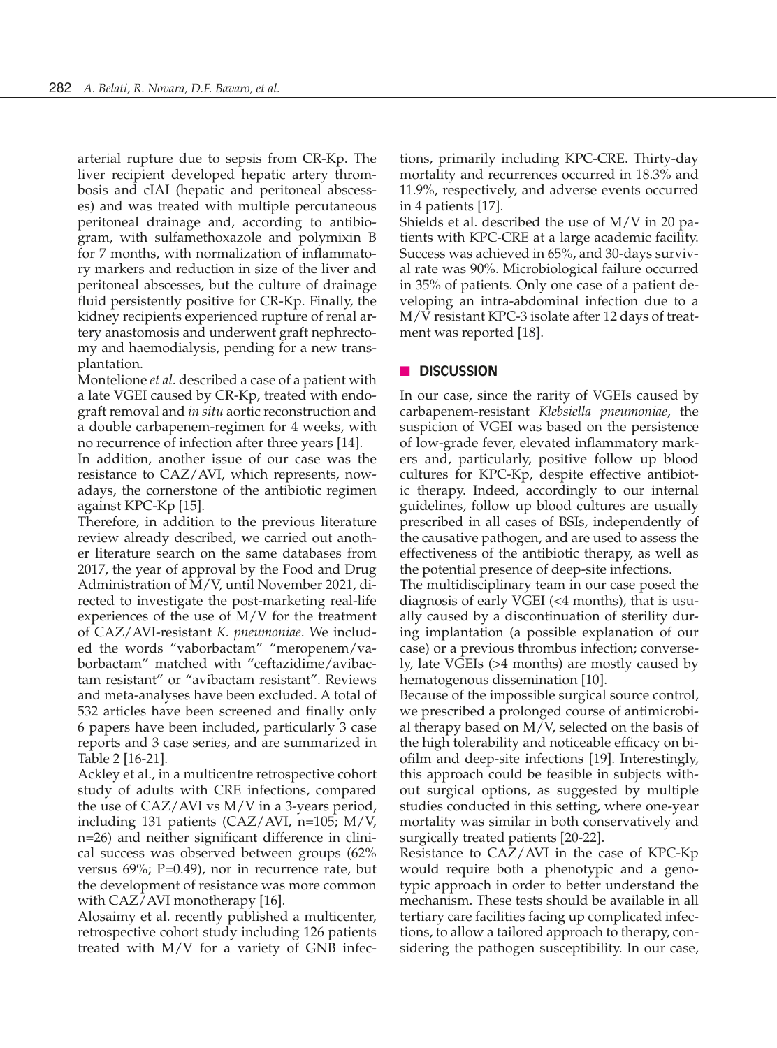arterial rupture due to sepsis from CR-Kp. The liver recipient developed hepatic artery thrombosis and cIAI (hepatic and peritoneal abscesses) and was treated with multiple percutaneous peritoneal drainage and, according to antibiogram, with sulfamethoxazole and polymixin B for 7 months, with normalization of inflammatory markers and reduction in size of the liver and peritoneal abscesses, but the culture of drainage fluid persistently positive for CR-Kp. Finally, the kidney recipients experienced rupture of renal artery anastomosis and underwent graft nephrectomy and haemodialysis, pending for a new transplantation.

Montelione *et al.* described a case of a patient with a late VGEI caused by CR-Kp, treated with endograft removal and *in situ* aortic reconstruction and a double carbapenem-regimen for 4 weeks, with no recurrence of infection after three years [14].

In addition, another issue of our case was the resistance to CAZ/AVI, which represents, nowadays, the cornerstone of the antibiotic regimen against KPC-Kp [15].

Therefore, in addition to the previous literature review already described, we carried out another literature search on the same databases from 2017, the year of approval by the Food and Drug Administration of M/V, until November 2021, directed to investigate the post-marketing real-life experiences of the use of M/V for the treatment of CAZ/AVI-resistant *K. pneumoniae*. We included the words "vaborbactam" "meropenem/vaborbactam" matched with "ceftazidime/avibactam resistant" or "avibactam resistant". Reviews and meta-analyses have been excluded. A total of 532 articles have been screened and finally only 6 papers have been included, particularly 3 case reports and 3 case series, and are summarized in Table 2 [16-21].

Ackley et al., in a multicentre retrospective cohort study of adults with CRE infections, compared the use of CAZ/AVI vs M/V in a 3-years period, including 131 patients (CAZ/AVI, n=105; M/V, n=26) and neither significant difference in clinical success was observed between groups (62% versus 69%; P=0.49), nor in recurrence rate, but the development of resistance was more common with CAZ/AVI monotherapy [16].

Alosaimy et al. recently published a multicenter, retrospective cohort study including 126 patients treated with M/V for a variety of GNB infections, primarily including KPC-CRE. Thirty-day mortality and recurrences occurred in 18.3% and 11.9%, respectively, and adverse events occurred in 4 patients [17].

Shields et al. described the use of M/V in 20 patients with KPC-CRE at a large academic facility. Success was achieved in 65%, and 30-days survival rate was 90%. Microbiological failure occurred in 35% of patients. Only one case of a patient developing an intra-abdominal infection due to a M/V resistant KPC-3 isolate after 12 days of treatment was reported [18].

## DISCUSSION

In our case, since the rarity of VGEIs caused by carbapenem-resistant *Klebsiella pneumoniae*, the suspicion of VGEI was based on the persistence of low-grade fever, elevated inflammatory markers and, particularly, positive follow up blood cultures for KPC-Kp, despite effective antibiotic therapy. Indeed, accordingly to our internal guidelines, follow up blood cultures are usually prescribed in all cases of BSIs, independently of the causative pathogen, and are used to assess the effectiveness of the antibiotic therapy, as well as the potential presence of deep-site infections.

The multidisciplinary team in our case posed the diagnosis of early VGEI (<4 months), that is usually caused by a discontinuation of sterility during implantation (a possible explanation of our case) or a previous thrombus infection; conversely, late VGEIs (>4 months) are mostly caused by hematogenous dissemination [10].

Because of the impossible surgical source control, we prescribed a prolonged course of antimicrobial therapy based on M/V, selected on the basis of the high tolerability and noticeable efficacy on biofilm and deep-site infections [19]. Interestingly, this approach could be feasible in subjects without surgical options, as suggested by multiple studies conducted in this setting, where one-year mortality was similar in both conservatively and surgically treated patients [20-22].

Resistance to CAZ/AVI in the case of KPC-Kp would require both a phenotypic and a genotypic approach in order to better understand the mechanism. These tests should be available in all tertiary care facilities facing up complicated infections, to allow a tailored approach to therapy, considering the pathogen susceptibility. In our case,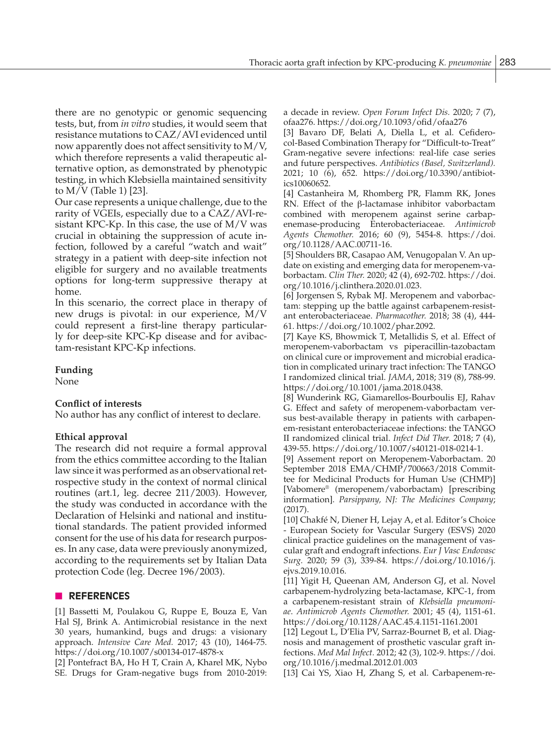there are no genotypic or genomic sequencing tests, but, from *in vitro* studies, it would seem that resistance mutations to CAZ/AVI evidenced until now apparently does not affect sensitivity to M/V, which therefore represents a valid therapeutic alternative option, as demonstrated by phenotypic testing, in which Klebsiella maintained sensitivity to M/V (Table 1) [23].

Our case represents a unique challenge, due to the rarity of VGEIs, especially due to a CAZ/AVI-resistant KPC-Kp. In this case, the use of M/V was crucial in obtaining the suppression of acute infection, followed by a careful "watch and wait" strategy in a patient with deep-site infection not eligible for surgery and no available treatments options for long-term suppressive therapy at home.

In this scenario, the correct place in therapy of new drugs is pivotal: in our experience, M/V could represent a first-line therapy particularly for deep-site KPC-Kp disease and for avibactam-resistant KPC-Kp infections.

**Funding**

None

**Conflict of interests**

No author has any conflict of interest to declare.

**Ethical approval**

The research did not require a formal approval from the ethics committee according to the Italian law since it was performed as an observational retrospective study in the context of normal clinical routines (art.1, leg. decree 211/2003). However, the study was conducted in accordance with the Declaration of Helsinki and national and institutional standards. The patient provided informed consent for the use of his data for research purposes. In any case, data were previously anonymized, according to the requirements set by Italian Data protection Code (leg. Decree 196/2003).

## REFERENCES

[1] Bassetti M, Poulakou G, Ruppe E, Bouza E, Van Hal SJ, Brink A. Antimicrobial resistance in the next 30 years, humankind, bugs and drugs: a visionary approach. *Intensive Care Med.* 2017; 43 (10), 1464-75. https://doi.org/10.1007/s00134-017-4878-x

[2] Pontefract BA, Ho H T, Crain A, Kharel MK, Nybo SE. Drugs for Gram-negative bugs from 2010-2019: a decade in review. *Open Forum Infect Dis.* 2020; 7 (7), ofaa276. https://doi.org/10.1093/ofid/ofaa276

[3] Bavaro DF, Belati A, Diella L, et al. Cefiderocol-Based Combination Therapy for "Difficult-to-Treat" Gram-negative severe infections: real-life case series and future perspectives. *Antibiotics (Basel, Switzerland).* 2021; 10 (6), 652. https://doi.org/10.3390/antibiotics10060652.

[4] Castanheira M, Rhomberg PR, Flamm RK, Jones RN. Effect of the β-lactamase inhibitor vaborbactam combined with meropenem against serine carbapenemase-producing Enterobacteriaceae. *Antimicrob Agents Chemother.* 2016; 60 (9), 5454-8. https://doi.org/10.1128/AAC.00711-16.

[5] Shoulders BR, Casapao AM, Venugopalan V. An update on existing and emerging data for meropenem-vaborbactam. *Clin Ther.* 2020; 42 (4), 692-702. https://doi.org/10.1016/j.clinthera.2020.01.023.

[6] Jorgensen S, Rybak MJ. Meropenem and vaborbactam: stepping up the battle against carbapenem-resistant enterobacteriaceae. *Pharmacother.* 2018; 38 (4), 444-61. https://doi.org/10.1002/phar.2092.

[7] Kaye KS, Bhowmick T, Metallidis S, et al. Effect of meropenem-vaborbactam vs piperacillin-tazobactam on clinical cure or improvement and microbial eradication in complicated urinary tract infection: The TANGO I randomized clinical trial. *JAMA*, 2018; 319 (8), 788-99. https://doi.org/10.1001/jama.2018.0438.

[8] Wunderink RG, Giamarellos-Bourboulis EJ, Rahav G. Effect and safety of meropenem-vaborbactam versus best-available therapy in patients with carbapenem-resistant enterobacteriaceae infections: the TANGO II randomized clinical trial. *Infect Did Ther.* 2018; 7 (4), 439-55. https://doi.org/10.1007/s40121-018-0214-1.

[9] Assement report on Meropenem-Vaborbactam. 20 September 2018 EMA/CHMP/700663/2018 Committee for Medicinal Products for Human Use (CHMP)] [Vabomere® (meropenem/vaborbactam) [prescribing information]. *Parsippany, NJ: The Medicines Company*; (2017).

[10] Chakfé N, Diener H, Lejay A, et al. Editor's Choice - European Society for Vascular Surgery (ESVS) 2020 clinical practice guidelines on the management of vascular graft and endograft infections. *Eur J Vasc Endovasc Surg.* 2020; 59 (3), 339-84. https://doi.org/10.1016/j.ejvs.2019.10.016.

[11] Yigit H, Queenan AM, Anderson GJ, et al. Novel carbapenem-hydrolyzing beta-lactamase, KPC-1, from a carbapenem-resistant strain of *Klebsiella pneumoniae*. *Antimicrob Agents Chemother.* 2001; 45 (4), 1151-61. https://doi.org/10.1128/AAC.45.4.1151-1161.2001

[12] Legout L, D'Elia PV, Sarraz-Bournet B, et al. Diagnosis and management of prosthetic vascular graft infections. *Med Mal Infect.* 2012; 42 (3), 102-9. https://doi.org/10.1016/j.medmal.2012.01.003

[13] Cai YS, Xiao H, Zhang S, et al. Carbapenem-re-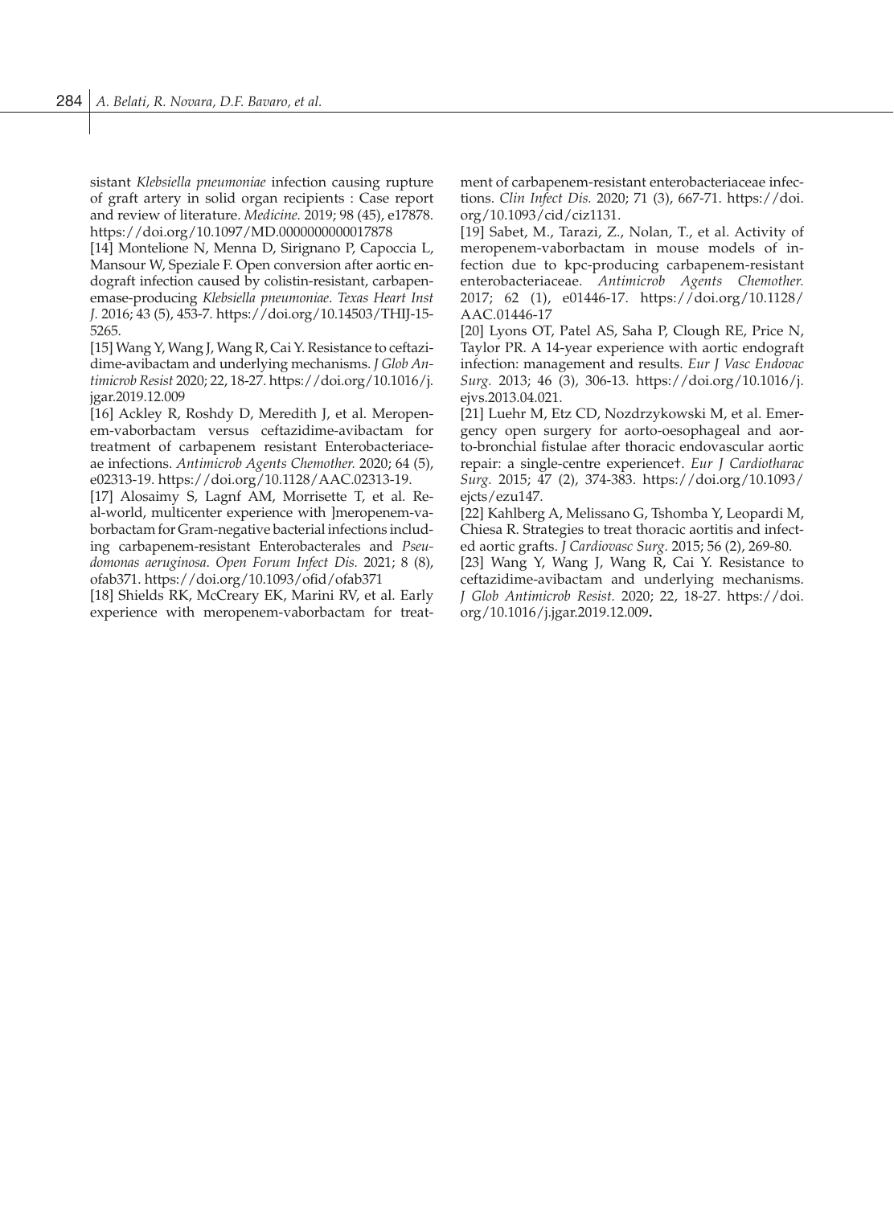sistant *Klebsiella pneumoniae* infection causing rupture of graft artery in solid organ recipients : Case report and review of literature. *Medicine.* 2019; 98 (45), e17878. https://doi.org/10.1097/MD.0000000000017878

[14] Montelione N, Menna D, Sirignano P, Capoccia L, Mansour W, Speziale F. Open conversion after aortic endograft infection caused by colistin-resistant, carbapenemase-producing *Klebsiella pneumoniae*. *Texas Heart Inst J.* 2016; 43 (5), 453-7. https://doi.org/10.14503/THIJ-15-5265.

[15] Wang Y, Wang J, Wang R, Cai Y. Resistance to ceftazidime-avibactam and underlying mechanisms. *J Glob Antimicrob Resist* 2020; 22, 18-27. https://doi.org/10.1016/j.jgar.2019.12.009

[16] Ackley R, Roshdy D, Meredith J, et al. Meropenem-vaborbactam versus ceftazidime-avibactam for treatment of carbapenem resistant Enterobacteriaceae infections. *Antimicrob Agents Chemother.* 2020; 64 (5), e02313-19. https://doi.org/10.1128/AAC.02313-19.

[17] Alosaimy S, Lagnf AM, Morrisette T, et al. Real-world, multicenter experience with ]meropenem-vaborbactam for Gram-negative bacterial infections including carbapenem-resistant Enterobacterales and *Pseudomonas aeruginosa*. *Open Forum Infect Dis.* 2021; 8 (8), ofab371. https://doi.org/10.1093/ofid/ofab371

[18] Shields RK, McCreary EK, Marini RV, et al. Early experience with meropenem-vaborbactam for treatment of carbapenem-resistant enterobacteriaceae infections. *Clin Infect Dis.* 2020; 71 (3), 667-71. https://doi.org/10.1093/cid/ciz1131.

[19] Sabet, M., Tarazi, Z., Nolan, T., et al. Activity of meropenem-vaborbactam in mouse models of infection due to kpc-producing carbapenem-resistant enterobacteriaceae. *Antimicrob Agents Chemother.* 2017; 62 (1), e01446-17. https://doi.org/10.1128/AAC.01446-17

[20] Lyons OT, Patel AS, Saha P, Clough RE, Price N, Taylor PR. A 14-year experience with aortic endograft infection: management and results. *Eur J Vasc Endovac Surg.* 2013; 46 (3), 306-13. https://doi.org/10.1016/j.ejvs.2013.04.021.

[21] Luehr M, Etz CD, Nozdrzykowski M, et al. Emergency open surgery for aorto-oesophageal and aorto-bronchial fistulae after thoracic endovascular aortic repair: a single-centre experience†. *Eur J Cardiotharac Surg.* 2015; 47 (2), 374-383. https://doi.org/10.1093/ejcts/ezu147.

[22] Kahlberg A, Melissano G, Tshomba Y, Leopardi M, Chiesa R. Strategies to treat thoracic aortitis and infected aortic grafts. *J Cardiovasc Surg.* 2015; 56 (2), 269-80.

[23] Wang Y, Wang J, Wang R, Cai Y. Resistance to ceftazidime-avibactam and underlying mechanisms. *J Glob Antimicrob Resist.* 2020; 22, 18-27. https://doi.org/10.1016/j.jgar.2019.12.009.